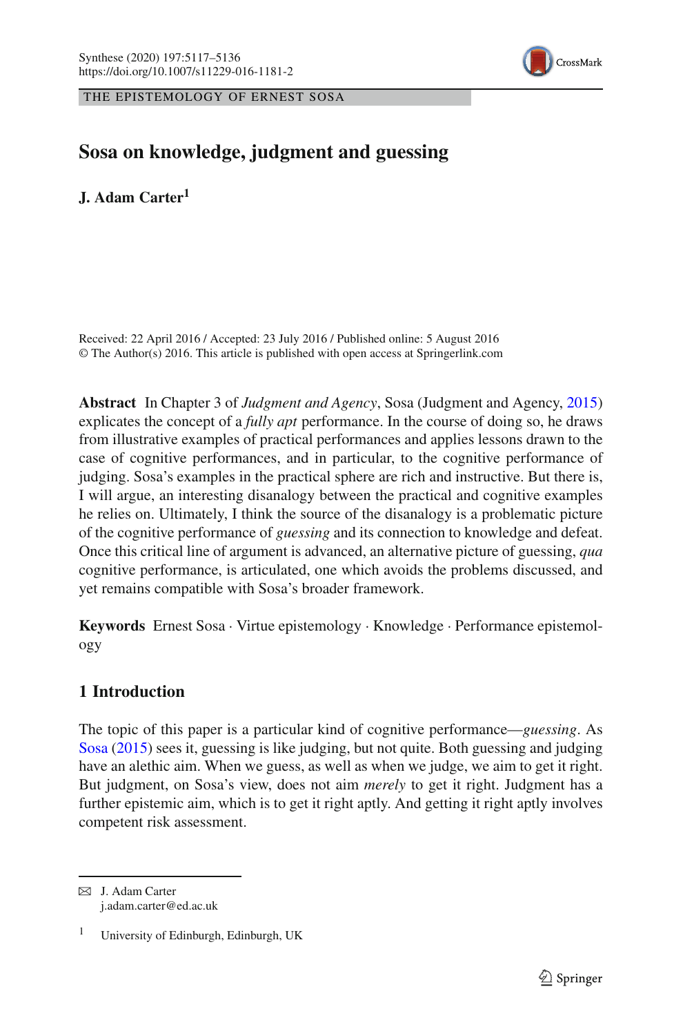THE EPISTEMOLOGY OF ERNEST SOSA

# Sosa on knowledge, judgment and guessing

**J. Adam Carter[1]**

Received: 22 April 2016 / Accepted: 23 July 2016 / Published online: 5 August 2016
© The Author(s) 2016. This article is published with open access at Springerlink.com

**Abstract** In Chapter 3 of *Judgment and Agency*, Sosa (Judgment and Agency, 2015) explicates the concept of a *fully apt* performance. In the course of doing so, he draws from illustrative examples of practical performances and applies lessons drawn to the case of cognitive performances, and in particular, to the cognitive performance of judging. Sosa's examples in the practical sphere are rich and instructive. But there is, I will argue, an interesting disanalogy between the practical and cognitive examples he relies on. Ultimately, I think the source of the disanalogy is a problematic picture of the cognitive performance of *guessing* and its connection to knowledge and defeat. Once this critical line of argument is advanced, an alternative picture of guessing, *qua* cognitive performance, is articulated, one which avoids the problems discussed, and yet remains compatible with Sosa's broader framework.

**Keywords** Ernest Sosa · Virtue epistemology · Knowledge · Performance epistemology

## 1 Introduction

The topic of this paper is a particular kind of cognitive performance—*guessing*. As Sosa (2015) sees it, guessing is like judging, but not quite. Both guessing and judging have an alethic aim. When we guess, as well as when we judge, we aim to get it right. But judgment, on Sosa's view, does not aim *merely* to get it right. Judgment has a further epistemic aim, which is to get it right aptly. And getting it right aptly involves competent risk assessment.

✉ J. Adam Carter
j.adam.carter@ed.ac.uk

[1] University of Edinburgh, Edinburgh, UK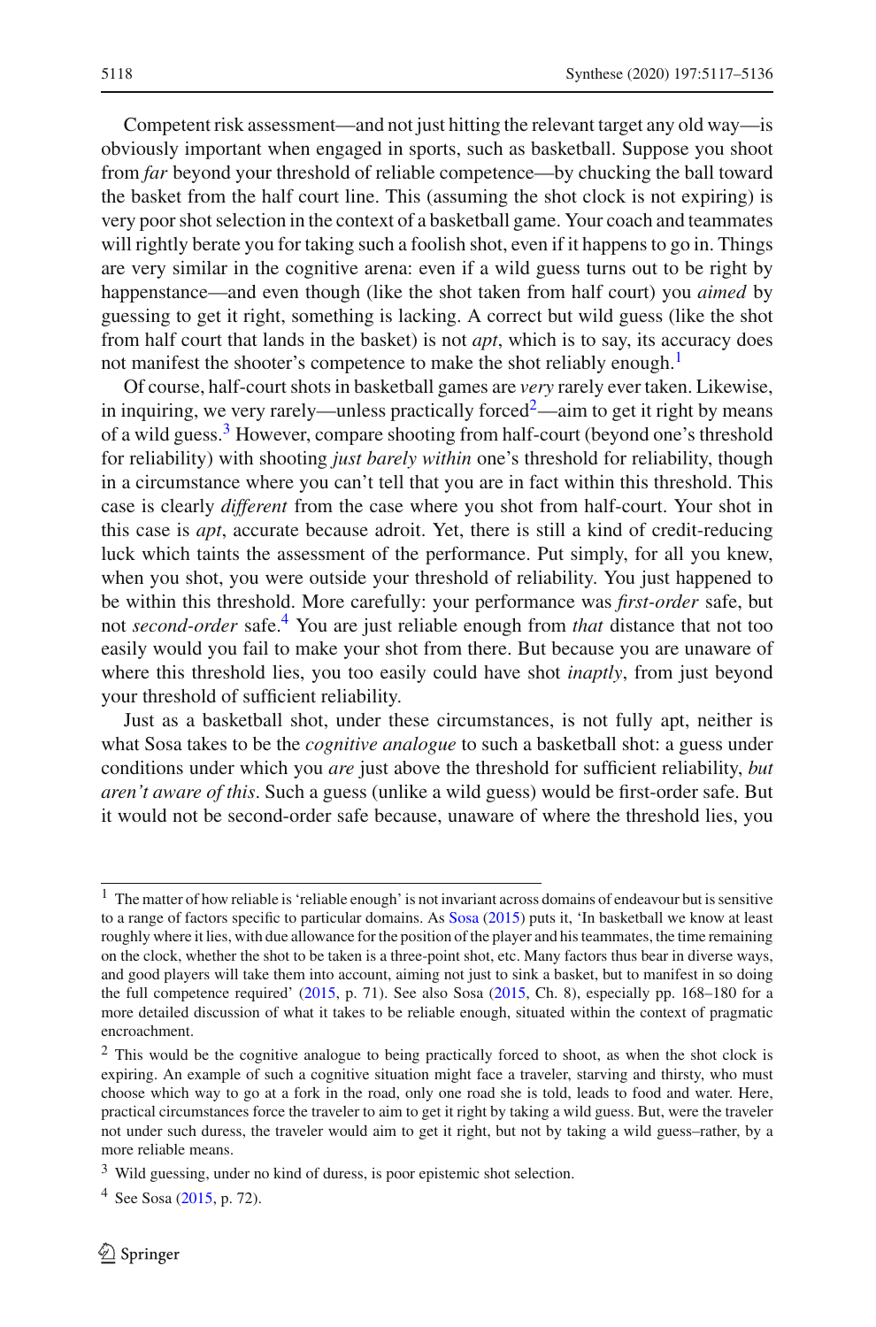Competent risk assessment—and not just hitting the relevant target any old way—is obviously important when engaged in sports, such as basketball. Suppose you shoot from *far* beyond your threshold of reliable competence—by chucking the ball toward the basket from the half court line. This (assuming the shot clock is not expiring) is very poor shot selection in the context of a basketball game. Your coach and teammates will rightly berate you for taking such a foolish shot, even if it happens to go in. Things are very similar in the cognitive arena: even if a wild guess turns out to be right by happenstance—and even though (like the shot taken from half court) you *aimed* by guessing to get it right, something is lacking. A correct but wild guess (like the shot from half court that lands in the basket) is not *apt*, which is to say, its accuracy does not manifest the shooter's competence to make the shot reliably enough.[1]

Of course, half-court shots in basketball games are *very* rarely ever taken. Likewise, in inquiring, we very rarely—unless practically forced[2]—aim to get it right by means of a wild guess.[3] However, compare shooting from half-court (beyond one's threshold for reliability) with shooting *just barely within* one's threshold for reliability, though in a circumstance where you can't tell that you are in fact within this threshold. This case is clearly *different* from the case where you shot from half-court. Your shot in this case is *apt*, accurate because adroit. Yet, there is still a kind of credit-reducing luck which taints the assessment of the performance. Put simply, for all you knew, when you shot, you were outside your threshold of reliability. You just happened to be within this threshold. More carefully: your performance was *first-order* safe, but not *second-order* safe.[4] You are just reliable enough from *that* distance that not too easily would you fail to make your shot from there. But because you are unaware of where this threshold lies, you too easily could have shot *inaptly*, from just beyond your threshold of sufficient reliability.

Just as a basketball shot, under these circumstances, is not fully apt, neither is what Sosa takes to be the *cognitive analogue* to such a basketball shot: a guess under conditions under which you *are* just above the threshold for sufficient reliability, *but aren't aware of this*. Such a guess (unlike a wild guess) would be first-order safe. But it would not be second-order safe because, unaware of where the threshold lies, you

---

[1] The matter of how reliable is 'reliable enough' is not invariant across domains of endeavour but is sensitive to a range of factors specific to particular domains. As Sosa (2015) puts it, 'In basketball we know at least roughly where it lies, with due allowance for the position of the player and his teammates, the time remaining on the clock, whether the shot to be taken is a three-point shot, etc. Many factors thus bear in diverse ways, and good players will take them into account, aiming not just to sink a basket, but to manifest in so doing the full competence required' (2015, p. 71). See also Sosa (2015, Ch. 8), especially pp. 168–180 for a more detailed discussion of what it takes to be reliable enough, situated within the context of pragmatic encroachment.

[2] This would be the cognitive analogue to being practically forced to shoot, as when the shot clock is expiring. An example of such a cognitive situation might face a traveler, starving and thirsty, who must choose which way to go at a fork in the road, only one road she is told, leads to food and water. Here, practical circumstances force the traveler to aim to get it right by taking a wild guess. But, were the traveler not under such duress, the traveler would aim to get it right, but not by taking a wild guess–rather, by a more reliable means.

[3] Wild guessing, under no kind of duress, is poor epistemic shot selection.

[4] See Sosa (2015, p. 72).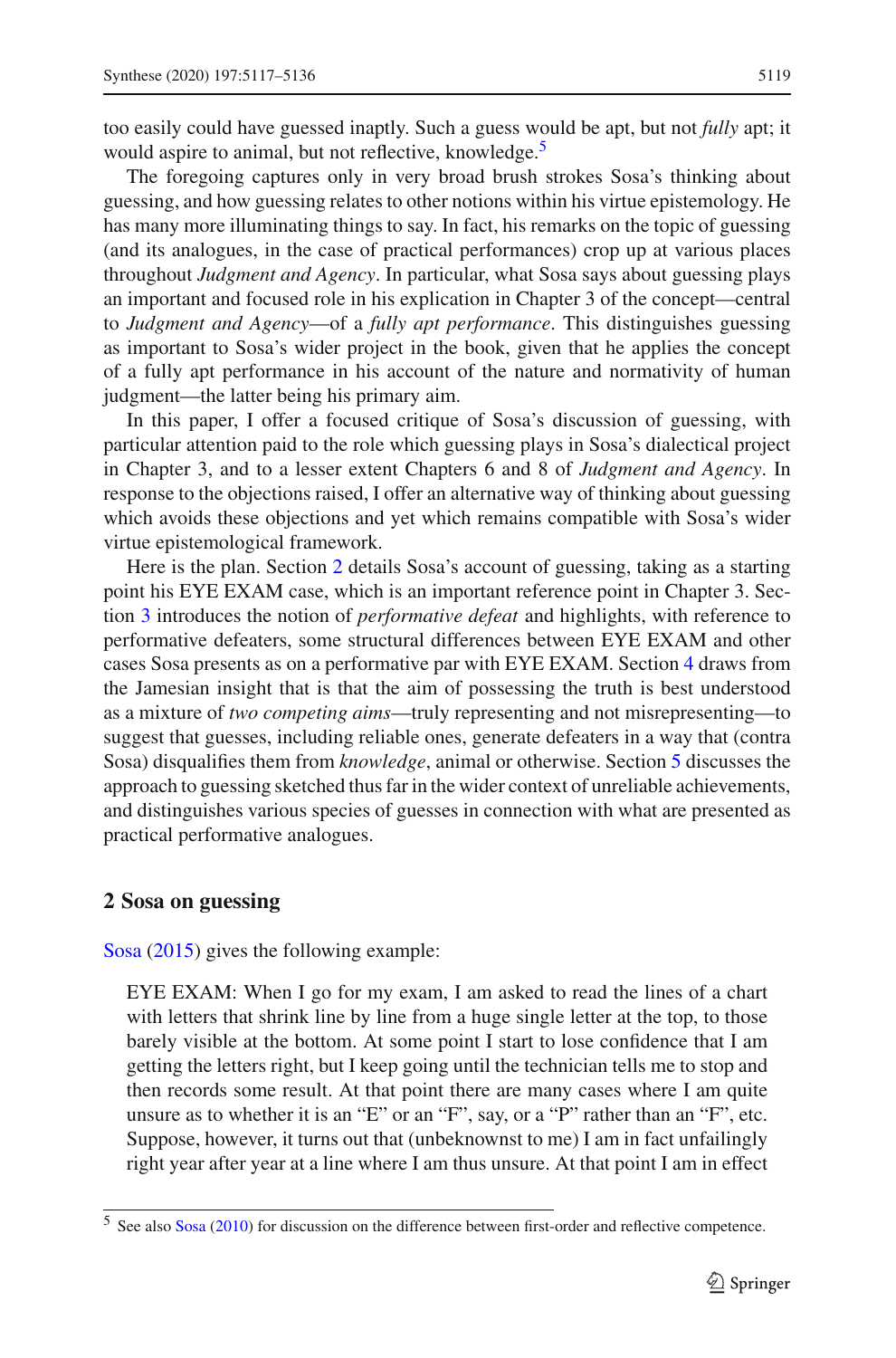too easily could have guessed inaptly. Such a guess would be apt, but not *fully* apt; it would aspire to animal, but not reflective, knowledge.[5]

The foregoing captures only in very broad brush strokes Sosa's thinking about guessing, and how guessing relates to other notions within his virtue epistemology. He has many more illuminating things to say. In fact, his remarks on the topic of guessing (and its analogues, in the case of practical performances) crop up at various places throughout *Judgment and Agency*. In particular, what Sosa says about guessing plays an important and focused role in his explication in Chapter 3 of the concept—central to *Judgment and Agency*—of a *fully apt performance*. This distinguishes guessing as important to Sosa's wider project in the book, given that he applies the concept of a fully apt performance in his account of the nature and normativity of human judgment—the latter being his primary aim.

In this paper, I offer a focused critique of Sosa's discussion of guessing, with particular attention paid to the role which guessing plays in Sosa's dialectical project in Chapter 3, and to a lesser extent Chapters 6 and 8 of *Judgment and Agency*. In response to the objections raised, I offer an alternative way of thinking about guessing which avoids these objections and yet which remains compatible with Sosa's wider virtue epistemological framework.

Here is the plan. Section 2 details Sosa's account of guessing, taking as a starting point his EYE EXAM case, which is an important reference point in Chapter 3. Section 3 introduces the notion of *performative defeat* and highlights, with reference to performative defeaters, some structural differences between EYE EXAM and other cases Sosa presents as on a performative par with EYE EXAM. Section 4 draws from the Jamesian insight that is that the aim of possessing the truth is best understood as a mixture of *two competing aims*—truly representing and not misrepresenting—to suggest that guesses, including reliable ones, generate defeaters in a way that (contra Sosa) disqualifies them from *knowledge*, animal or otherwise. Section 5 discusses the approach to guessing sketched thus far in the wider context of unreliable achievements, and distinguishes various species of guesses in connection with what are presented as practical performative analogues.

## 2 Sosa on guessing

Sosa (2015) gives the following example:

> EYE EXAM: When I go for my exam, I am asked to read the lines of a chart with letters that shrink line by line from a huge single letter at the top, to those barely visible at the bottom. At some point I start to lose confidence that I am getting the letters right, but I keep going until the technician tells me to stop and then records some result. At that point there are many cases where I am quite unsure as to whether it is an "E" or an "F", say, or a "P" rather than an "F", etc. Suppose, however, it turns out that (unbeknownst to me) I am in fact unfailingly right year after year at a line where I am thus unsure. At that point I am in effect

[5] See also Sosa (2010) for discussion on the difference between first-order and reflective competence.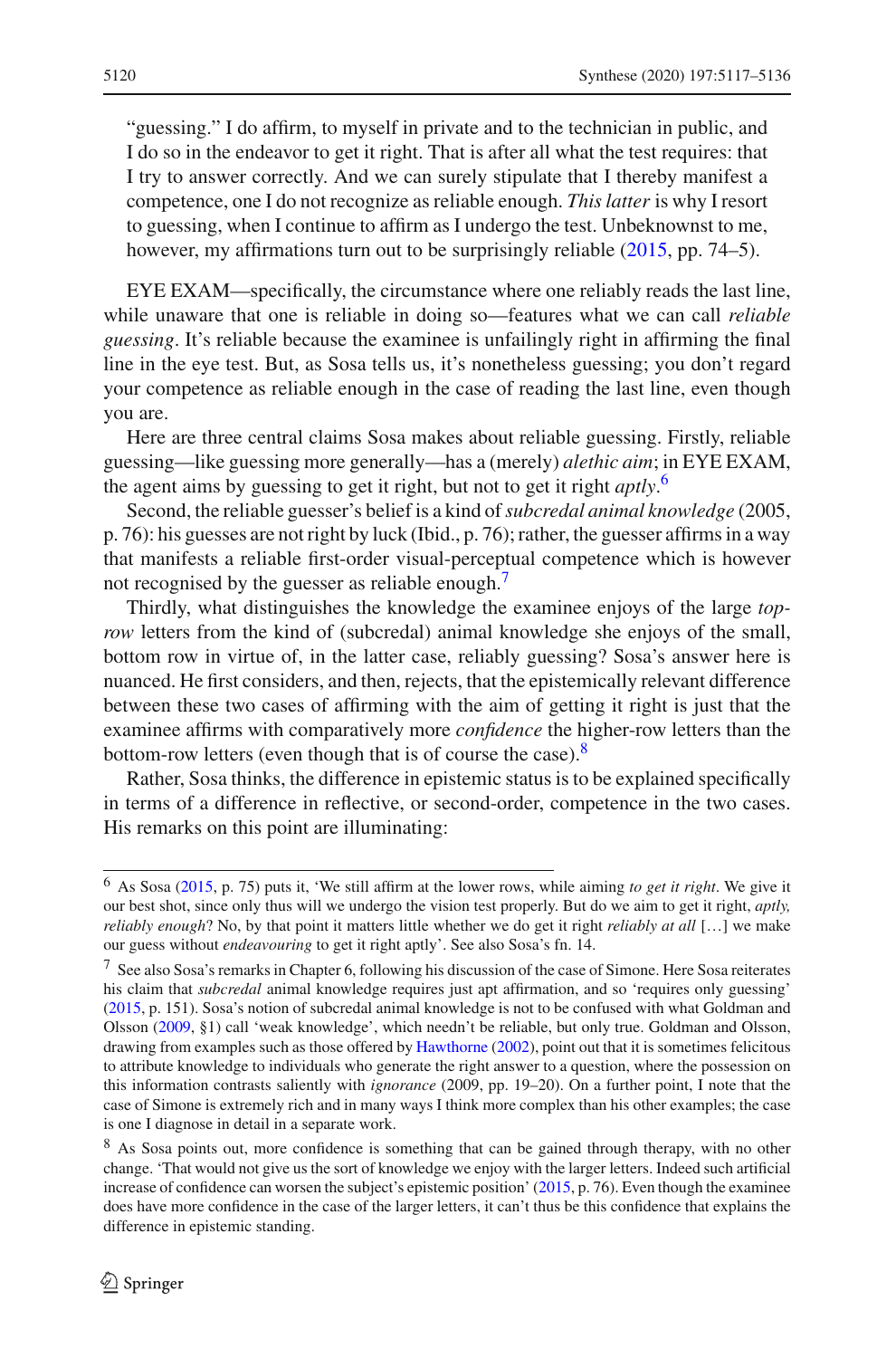"guessing." I do affirm, to myself in private and to the technician in public, and I do so in the endeavor to get it right. That is after all what the test requires: that I try to answer correctly. And we can surely stipulate that I thereby manifest a competence, one I do not recognize as reliable enough. *This latter* is why I resort to guessing, when I continue to affirm as I undergo the test. Unbeknownst to me, however, my affirmations turn out to be surprisingly reliable (2015, pp. 74–5).

EYE EXAM—specifically, the circumstance where one reliably reads the last line, while unaware that one is reliable in doing so—features what we can call *reliable guessing*. It's reliable because the examinee is unfailingly right in affirming the final line in the eye test. But, as Sosa tells us, it's nonetheless guessing; you don't regard your competence as reliable enough in the case of reading the last line, even though you are.

Here are three central claims Sosa makes about reliable guessing. Firstly, reliable guessing—like guessing more generally—has a (merely) *alethic aim*; in EYE EXAM, the agent aims by guessing to get it right, but not to get it right *aptly*.[6]

Second, the reliable guesser's belief is a kind of *subcredal animal knowledge* (2005, p. 76): his guesses are not right by luck (Ibid., p. 76); rather, the guesser affirms in a way that manifests a reliable first-order visual-perceptual competence which is however not recognised by the guesser as reliable enough.[7]

Thirdly, what distinguishes the knowledge the examinee enjoys of the large *top-row* letters from the kind of (subcredal) animal knowledge she enjoys of the small, bottom row in virtue of, in the latter case, reliably guessing? Sosa's answer here is nuanced. He first considers, and then, rejects, that the epistemically relevant difference between these two cases of affirming with the aim of getting it right is just that the examinee affirms with comparatively more *confidence* the higher-row letters than the bottom-row letters (even though that is of course the case).[8]

Rather, Sosa thinks, the difference in epistemic status is to be explained specifically in terms of a difference in reflective, or second-order, competence in the two cases. His remarks on this point are illuminating:

---

[6] As Sosa (2015, p. 75) puts it, 'We still affirm at the lower rows, while aiming *to get it right*. We give it our best shot, since only thus will we undergo the vision test properly. But do we aim to get it right, *aptly, reliably enough*? No, by that point it matters little whether we do get it right *reliably at all* […] we make our guess without *endeavouring* to get it right aptly'. See also Sosa's fn. 14.

[7] See also Sosa's remarks in Chapter 6, following his discussion of the case of Simone. Here Sosa reiterates his claim that *subcredal* animal knowledge requires just apt affirmation, and so 'requires only guessing' (2015, p. 151). Sosa's notion of subcredal animal knowledge is not to be confused with what Goldman and Olsson (2009, §1) call 'weak knowledge', which needn't be reliable, but only true. Goldman and Olsson, drawing from examples such as those offered by Hawthorne (2002), point out that it is sometimes felicitous to attribute knowledge to individuals who generate the right answer to a question, where the possession on this information contrasts saliently with *ignorance* (2009, pp. 19–20). On a further point, I note that the case of Simone is extremely rich and in many ways I think more complex than his other examples; the case is one I diagnose in detail in a separate work.

[8] As Sosa points out, more confidence is something that can be gained through therapy, with no other change. 'That would not give us the sort of knowledge we enjoy with the larger letters. Indeed such artificial increase of confidence can worsen the subject's epistemic position' (2015, p. 76). Even though the examinee does have more confidence in the case of the larger letters, it can't thus be this confidence that explains the difference in epistemic standing.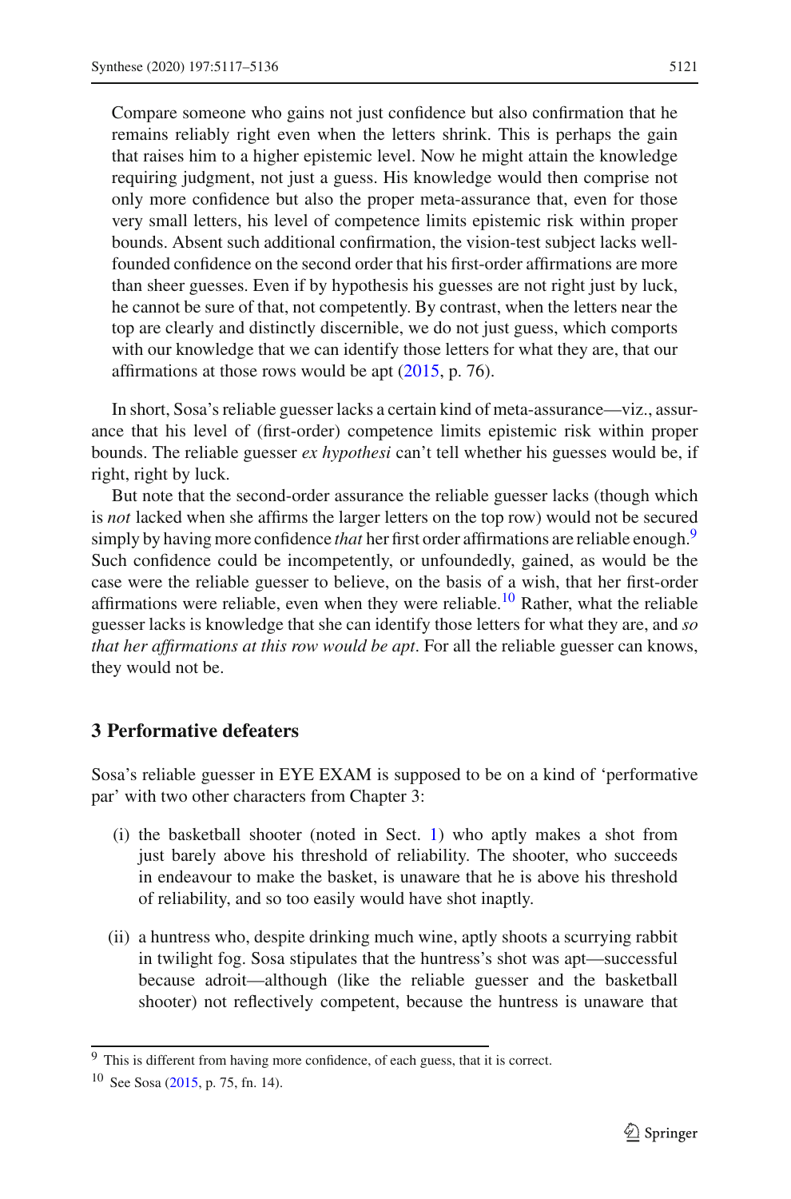> Compare someone who gains not just confidence but also confirmation that he remains reliably right even when the letters shrink. This is perhaps the gain that raises him to a higher epistemic level. Now he might attain the knowledge requiring judgment, not just a guess. His knowledge would then comprise not only more confidence but also the proper meta-assurance that, even for those very small letters, his level of competence limits epistemic risk within proper bounds. Absent such additional confirmation, the vision-test subject lacks well-founded confidence on the second order that his first-order affirmations are more than sheer guesses. Even if by hypothesis his guesses are not right just by luck, he cannot be sure of that, not competently. By contrast, when the letters near the top are clearly and distinctly discernible, we do not just guess, which comports with our knowledge that we can identify those letters for what they are, that our affirmations at those rows would be apt (2015, p. 76).

In short, Sosa's reliable guesser lacks a certain kind of meta-assurance—viz., assurance that his level of (first-order) competence limits epistemic risk within proper bounds. The reliable guesser *ex hypothesi* can't tell whether his guesses would be, if right, right by luck.

But note that the second-order assurance the reliable guesser lacks (though which is *not* lacked when she affirms the larger letters on the top row) would not be secured simply by having more confidence *that* her first order affirmations are reliable enough.[9] Such confidence could be incompetently, or unfoundedly, gained, as would be the case were the reliable guesser to believe, on the basis of a wish, that her first-order affirmations were reliable, even when they were reliable.[10] Rather, what the reliable guesser lacks is knowledge that she can identify those letters for what they are, and *so that her affirmations at this row would be apt*. For all the reliable guesser can knows, they would not be.

## 3 Performative defeaters

Sosa's reliable guesser in EYE EXAM is supposed to be on a kind of 'performative par' with two other characters from Chapter 3:

(i) the basketball shooter (noted in Sect. 1) who aptly makes a shot from just barely above his threshold of reliability. The shooter, who succeeds in endeavour to make the basket, is unaware that he is above his threshold of reliability, and so too easily would have shot inaptly.

(ii) a huntress who, despite drinking much wine, aptly shoots a scurrying rabbit in twilight fog. Sosa stipulates that the huntress's shot was apt—successful because adroit—although (like the reliable guesser and the basketball shooter) not reflectively competent, because the huntress is unaware that

---

[9] This is different from having more confidence, of each guess, that it is correct.

[10] See Sosa (2015, p. 75, fn. 14).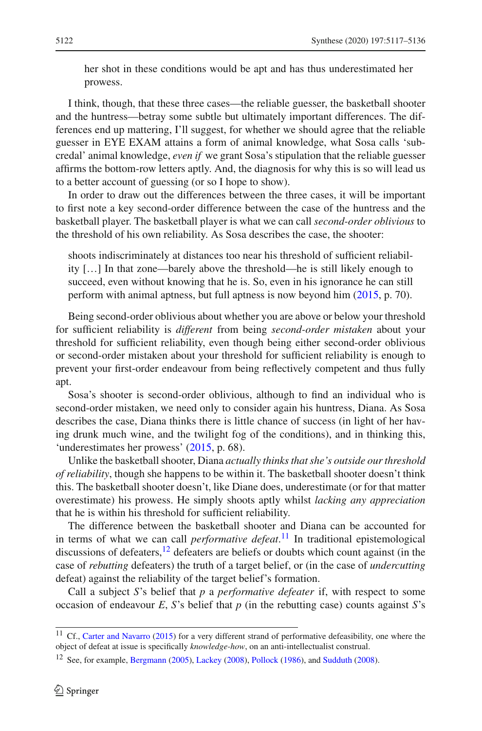> her shot in these conditions would be apt and has thus underestimated her prowess.

I think, though, that these three cases—the reliable guesser, the basketball shooter and the huntress—betray some subtle but ultimately important differences. The differences end up mattering, I'll suggest, for whether we should agree that the reliable guesser in EYE EXAM attains a form of animal knowledge, what Sosa calls 'subcredal' animal knowledge, *even if* we grant Sosa's stipulation that the reliable guesser affirms the bottom-row letters aptly. And, the diagnosis for why this is so will lead us to a better account of guessing (or so I hope to show).

In order to draw out the differences between the three cases, it will be important to first note a key second-order difference between the case of the huntress and the basketball player. The basketball player is what we can call *second-order oblivious* to the threshold of his own reliability. As Sosa describes the case, the shooter:

> shoots indiscriminately at distances too near his threshold of sufficient reliability [...] In that zone—barely above the threshold—he is still likely enough to succeed, even without knowing that he is. So, even in his ignorance he can still perform with animal aptness, but full aptness is now beyond him (2015, p. 70).

Being second-order oblivious about whether you are above or below your threshold for sufficient reliability is *different* from being *second-order mistaken* about your threshold for sufficient reliability, even though being either second-order oblivious or second-order mistaken about your threshold for sufficient reliability is enough to prevent your first-order endeavour from being reflectively competent and thus fully apt.

Sosa's shooter is second-order oblivious, although to find an individual who is second-order mistaken, we need only to consider again his huntress, Diana. As Sosa describes the case, Diana thinks there is little chance of success (in light of her having drunk much wine, and the twilight fog of the conditions), and in thinking this, 'underestimates her prowess' (2015, p. 68).

Unlike the basketball shooter, Diana *actually thinks that she's outside our threshold of reliability*, though she happens to be within it. The basketball shooter doesn't think this. The basketball shooter doesn't, like Diane does, underestimate (or for that matter overestimate) his prowess. He simply shoots aptly whilst *lacking any appreciation* that he is within his threshold for sufficient reliability.

The difference between the basketball shooter and Diana can be accounted for in terms of what we can call *performative defeat*.[11] In traditional epistemological discussions of defeaters,[12] defeaters are beliefs or doubts which count against (in the case of *rebutting* defeaters) the truth of a target belief, or (in the case of *undercutting* defeat) against the reliability of the target belief's formation.

Call a subject *S*'s belief that *p* a *performative defeater* if, with respect to some occasion of endeavour *E*, *S*'s belief that *p* (in the rebutting case) counts against *S*'s

[11] Cf., Carter and Navarro (2015) for a very different strand of performative defeasibility, one where the object of defeat at issue is specifically *knowledge-how*, on an anti-intellectualist construal.

[12] See, for example, Bergmann (2005), Lackey (2008), Pollock (1986), and Sudduth (2008).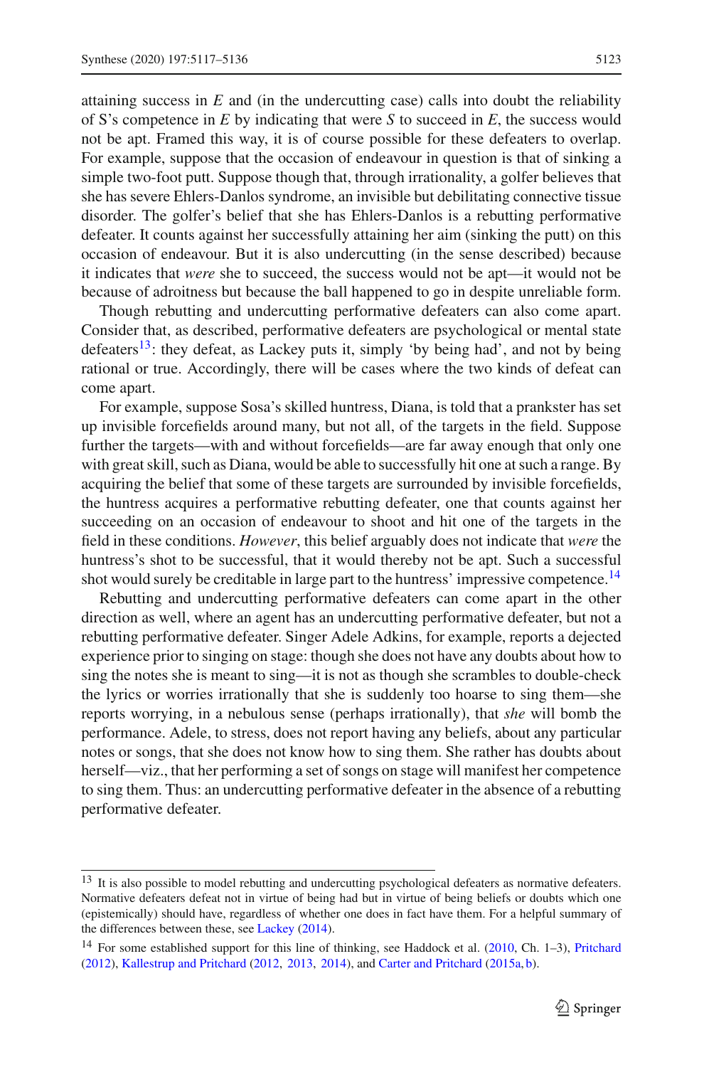attaining success in *E* and (in the undercutting case) calls into doubt the reliability of S's competence in *E* by indicating that were *S* to succeed in *E*, the success would not be apt. Framed this way, it is of course possible for these defeaters to overlap. For example, suppose that the occasion of endeavour in question is that of sinking a simple two-foot putt. Suppose though that, through irrationality, a golfer believes that she has severe Ehlers-Danlos syndrome, an invisible but debilitating connective tissue disorder. The golfer's belief that she has Ehlers-Danlos is a rebutting performative defeater. It counts against her successfully attaining her aim (sinking the putt) on this occasion of endeavour. But it is also undercutting (in the sense described) because it indicates that *were* she to succeed, the success would not be apt—it would not be because of adroitness but because the ball happened to go in despite unreliable form.

Though rebutting and undercutting performative defeaters can also come apart. Consider that, as described, performative defeaters are psychological or mental state defeaters[13]: they defeat, as Lackey puts it, simply 'by being had', and not by being rational or true. Accordingly, there will be cases where the two kinds of defeat can come apart.

For example, suppose Sosa's skilled huntress, Diana, is told that a prankster has set up invisible forcefields around many, but not all, of the targets in the field. Suppose further the targets—with and without forcefields—are far away enough that only one with great skill, such as Diana, would be able to successfully hit one at such a range. By acquiring the belief that some of these targets are surrounded by invisible forcefields, the huntress acquires a performative rebutting defeater, one that counts against her succeeding on an occasion of endeavour to shoot and hit one of the targets in the field in these conditions. *However*, this belief arguably does not indicate that *were* the huntress's shot to be successful, that it would thereby not be apt. Such a successful shot would surely be creditable in large part to the huntress' impressive competence.[14]

Rebutting and undercutting performative defeaters can come apart in the other direction as well, where an agent has an undercutting performative defeater, but not a rebutting performative defeater. Singer Adele Adkins, for example, reports a dejected experience prior to singing on stage: though she does not have any doubts about how to sing the notes she is meant to sing—it is not as though she scrambles to double-check the lyrics or worries irrationally that she is suddenly too hoarse to sing them—she reports worrying, in a nebulous sense (perhaps irrationally), that *she* will bomb the performance. Adele, to stress, does not report having any beliefs, about any particular notes or songs, that she does not know how to sing them. She rather has doubts about herself—viz., that her performing a set of songs on stage will manifest her competence to sing them. Thus: an undercutting performative defeater in the absence of a rebutting performative defeater.

---

[13] It is also possible to model rebutting and undercutting psychological defeaters as normative defeaters. Normative defeaters defeat not in virtue of being had but in virtue of being beliefs or doubts which one (epistemically) should have, regardless of whether one does in fact have them. For a helpful summary of the differences between these, see Lackey (2014).

[14] For some established support for this line of thinking, see Haddock et al. (2010, Ch. 1–3), Pritchard (2012), Kallestrup and Pritchard (2012, 2013, 2014), and Carter and Pritchard (2015a, b).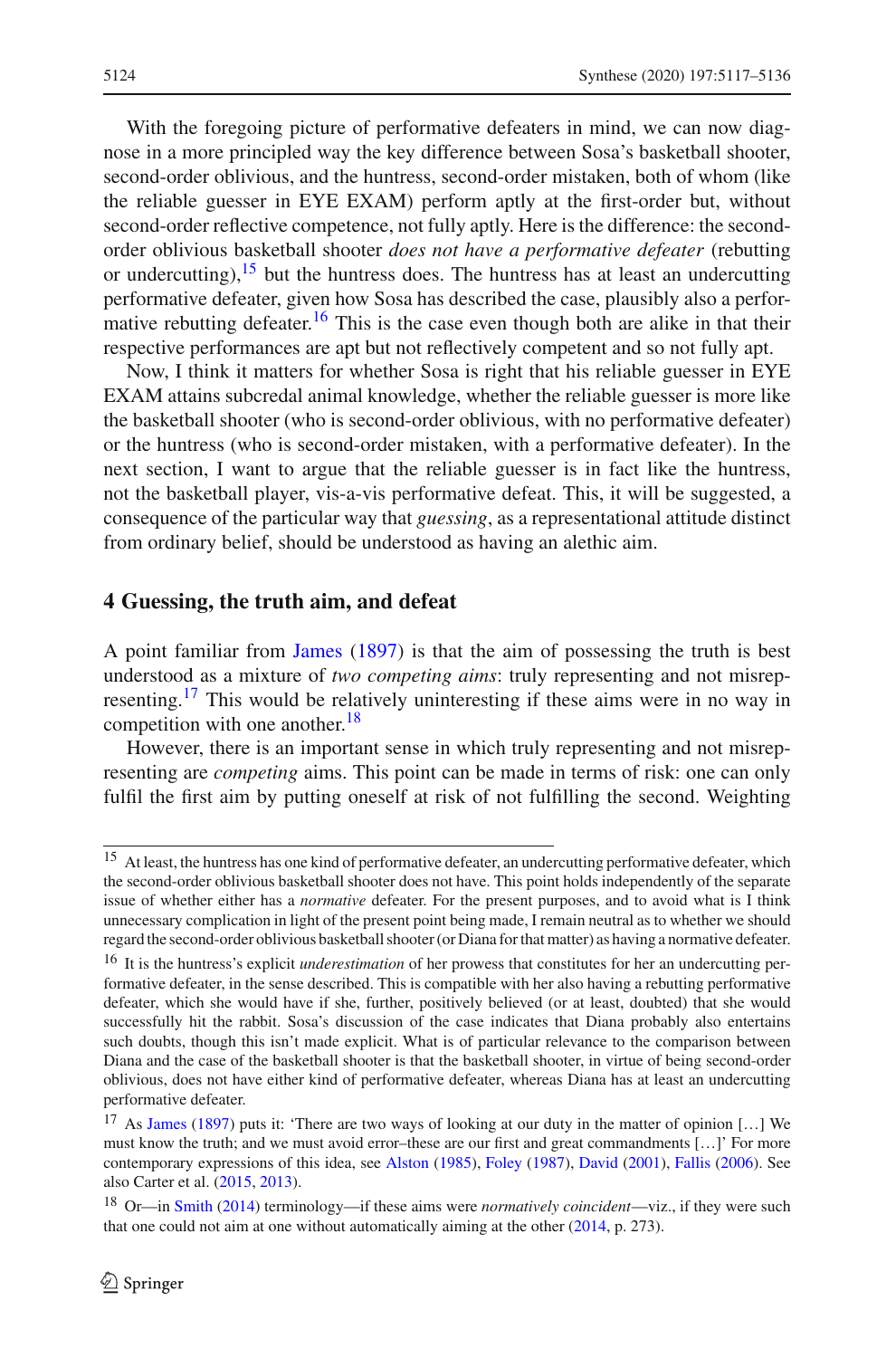With the foregoing picture of performative defeaters in mind, we can now diagnose in a more principled way the key difference between Sosa's basketball shooter, second-order oblivious, and the huntress, second-order mistaken, both of whom (like the reliable guesser in EYE EXAM) perform aptly at the first-order but, without second-order reflective competence, not fully aptly. Here is the difference: the second-order oblivious basketball shooter *does not have a performative defeater* (rebutting or undercutting),[15] but the huntress does. The huntress has at least an undercutting performative defeater, given how Sosa has described the case, plausibly also a performative rebutting defeater.[16] This is the case even though both are alike in that their respective performances are apt but not reflectively competent and so not fully apt.

Now, I think it matters for whether Sosa is right that his reliable guesser in EYE EXAM attains subcredal animal knowledge, whether the reliable guesser is more like the basketball shooter (who is second-order oblivious, with no performative defeater) or the huntress (who is second-order mistaken, with a performative defeater). In the next section, I want to argue that the reliable guesser is in fact like the huntress, not the basketball player, vis-a-vis performative defeat. This, it will be suggested, a consequence of the particular way that *guessing*, as a representational attitude distinct from ordinary belief, should be understood as having an alethic aim.

## 4 Guessing, the truth aim, and defeat

A point familiar from James (1897) is that the aim of possessing the truth is best understood as a mixture of *two competing aims*: truly representing and not misrepresenting.[17] This would be relatively uninteresting if these aims were in no way in competition with one another.[18]

However, there is an important sense in which truly representing and not misrepresenting are *competing* aims. This point can be made in terms of risk: one can only fulfil the first aim by putting oneself at risk of not fulfilling the second. Weighting

---

[15] At least, the huntress has one kind of performative defeater, an undercutting performative defeater, which the second-order oblivious basketball shooter does not have. This point holds independently of the separate issue of whether either has a *normative* defeater. For the present purposes, and to avoid what is I think unnecessary complication in light of the present point being made, I remain neutral as to whether we should regard the second-order oblivious basketball shooter (or Diana for that matter) as having a normative defeater.

[16] It is the huntress's explicit *underestimation* of her prowess that constitutes for her an undercutting performative defeater, in the sense described. This is compatible with her also having a rebutting performative defeater, which she would have if she, further, positively believed (or at least, doubted) that she would successfully hit the rabbit. Sosa's discussion of the case indicates that Diana probably also entertains such doubts, though this isn't made explicit. What is of particular relevance to the comparison between Diana and the case of the basketball shooter is that the basketball shooter, in virtue of being second-order oblivious, does not have either kind of performative defeater, whereas Diana has at least an undercutting performative defeater.

[17] As James (1897) puts it: 'There are two ways of looking at our duty in the matter of opinion […] We must know the truth; and we must avoid error–these are our first and great commandments […]' For more contemporary expressions of this idea, see Alston (1985), Foley (1987), David (2001), Fallis (2006). See also Carter et al. (2015, 2013).

[18] Or—in Smith (2014) terminology—if these aims were *normatively coincident*—viz., if they were such that one could not aim at one without automatically aiming at the other (2014, p. 273).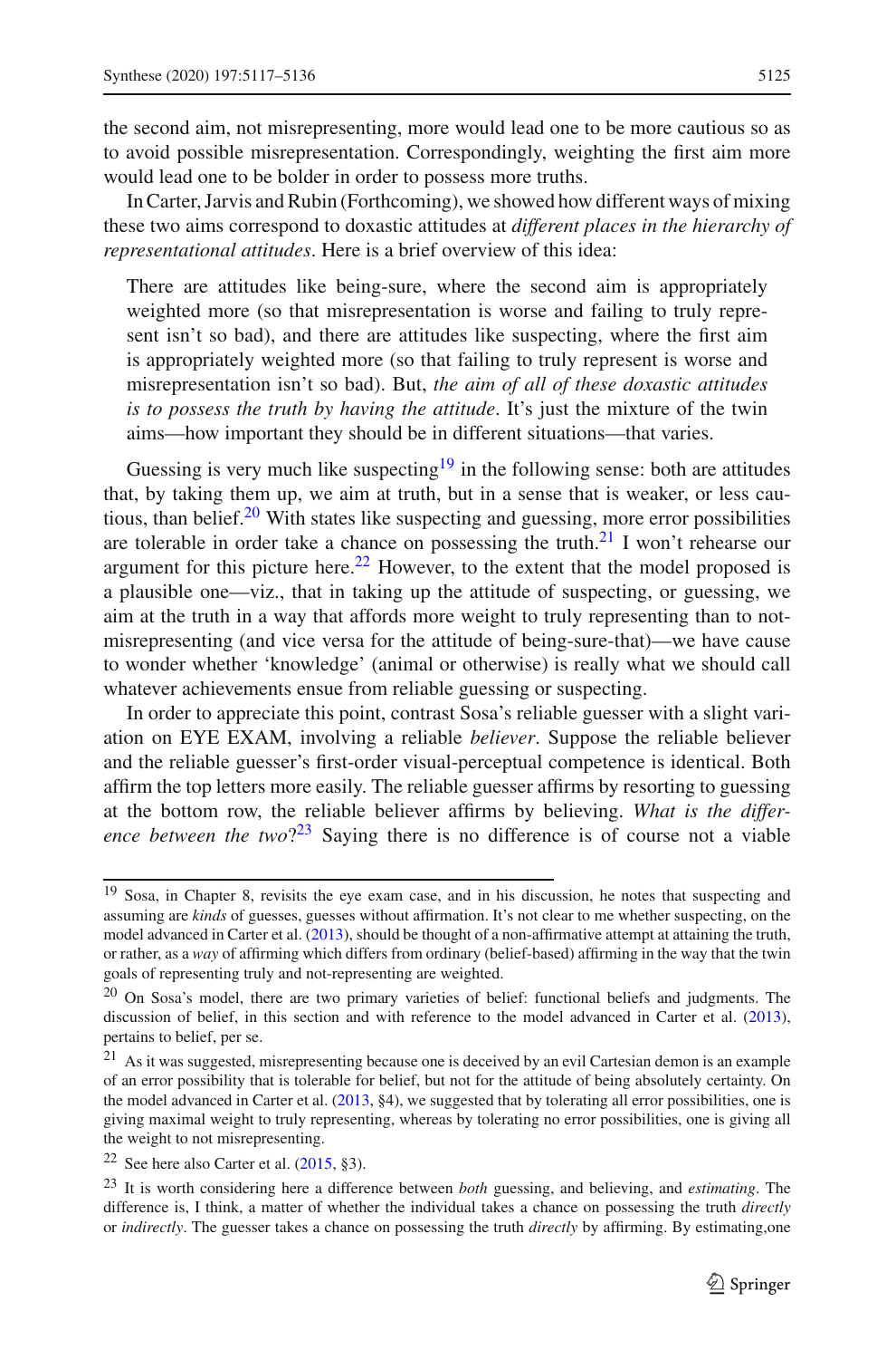the second aim, not misrepresenting, more would lead one to be more cautious so as to avoid possible misrepresentation. Correspondingly, weighting the first aim more would lead one to be bolder in order to possess more truths.

In Carter, Jarvis and Rubin (Forthcoming), we showed how different ways of mixing these two aims correspond to doxastic attitudes at *different places in the hierarchy of representational attitudes*. Here is a brief overview of this idea:

> There are attitudes like being-sure, where the second aim is appropriately weighted more (so that misrepresentation is worse and failing to truly represent isn't so bad), and there are attitudes like suspecting, where the first aim is appropriately weighted more (so that failing to truly represent is worse and misrepresentation isn't so bad). But, *the aim of all of these doxastic attitudes is to possess the truth by having the attitude*. It's just the mixture of the twin aims—how important they should be in different situations—that varies.

Guessing is very much like suspecting[19] in the following sense: both are attitudes that, by taking them up, we aim at truth, but in a sense that is weaker, or less cautious, than belief.[20] With states like suspecting and guessing, more error possibilities are tolerable in order take a chance on possessing the truth.[21] I won't rehearse our argument for this picture here.[22] However, to the extent that the model proposed is a plausible one—viz., that in taking up the attitude of suspecting, or guessing, we aim at the truth in a way that affords more weight to truly representing than to not-misrepresenting (and vice versa for the attitude of being-sure-that)—we have cause to wonder whether 'knowledge' (animal or otherwise) is really what we should call whatever achievements ensue from reliable guessing or suspecting.

In order to appreciate this point, contrast Sosa's reliable guesser with a slight variation on EYE EXAM, involving a reliable *believer*. Suppose the reliable believer and the reliable guesser's first-order visual-perceptual competence is identical. Both affirm the top letters more easily. The reliable guesser affirms by resorting to guessing at the bottom row, the reliable believer affirms by believing. *What is the difference between the two*?[23] Saying there is no difference is of course not a viable

---

[19] Sosa, in Chapter 8, revisits the eye exam case, and in his discussion, he notes that suspecting and assuming are *kinds* of guesses, guesses without affirmation. It's not clear to me whether suspecting, on the model advanced in Carter et al. (2013), should be thought of a non-affirmative attempt at attaining the truth, or rather, as a *way* of affirming which differs from ordinary (belief-based) affirming in the way that the twin goals of representing truly and not-representing are weighted.

[20] On Sosa's model, there are two primary varieties of belief: functional beliefs and judgments. The discussion of belief, in this section and with reference to the model advanced in Carter et al. (2013), pertains to belief, per se.

[21] As it was suggested, misrepresenting because one is deceived by an evil Cartesian demon is an example of an error possibility that is tolerable for belief, but not for the attitude of being absolutely certainty. On the model advanced in Carter et al. (2013, §4), we suggested that by tolerating all error possibilities, one is giving maximal weight to truly representing, whereas by tolerating no error possibilities, one is giving all the weight to not misrepresenting.

[22] See here also Carter et al. (2015, §3).

[23] It is worth considering here a difference between *both* guessing, and believing, and *estimating*. The difference is, I think, a matter of whether the individual takes a chance on possessing the truth *directly* or *indirectly*. The guesser takes a chance on possessing the truth *directly* by affirming. By estimating,one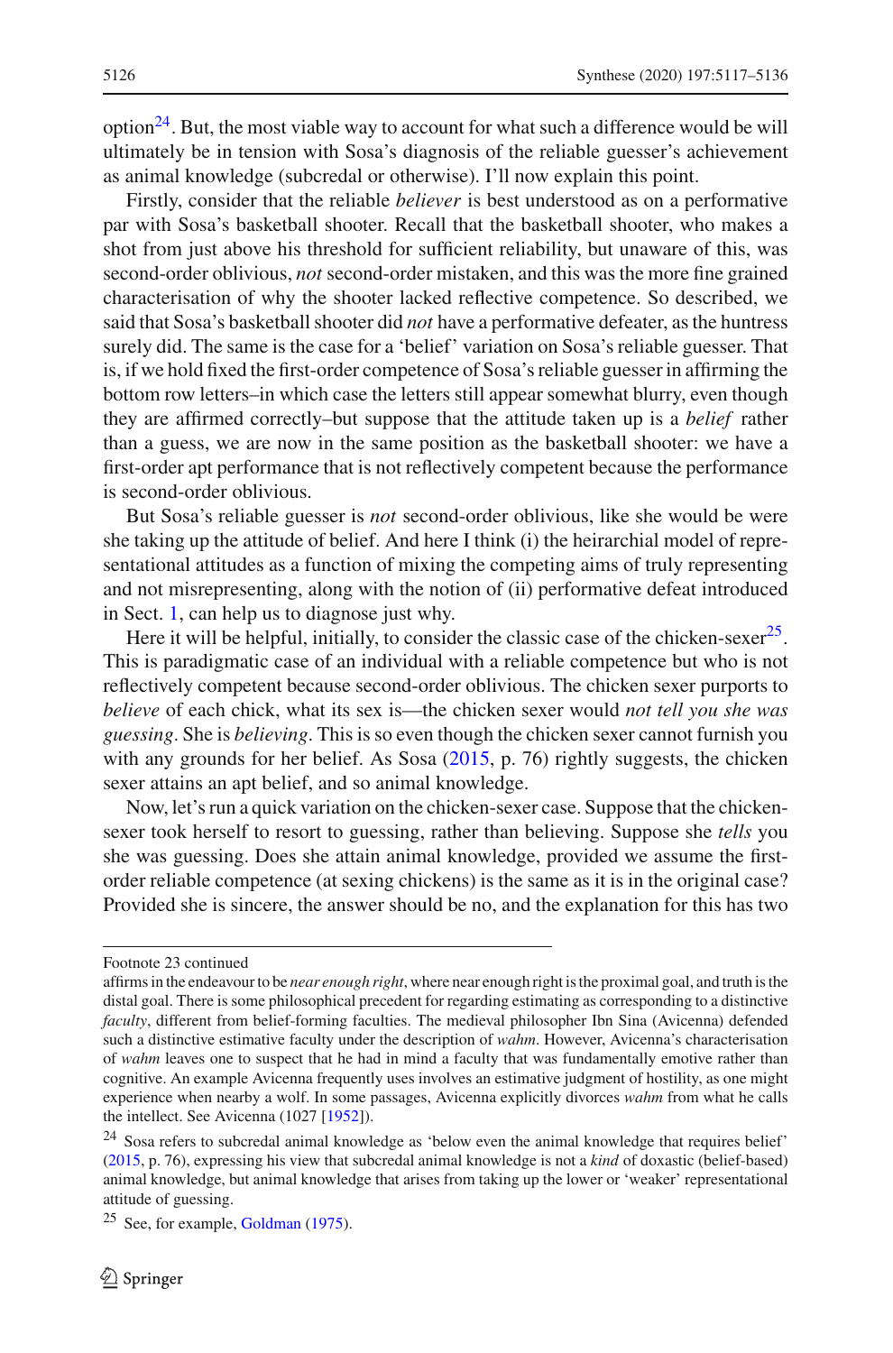option[24]. But, the most viable way to account for what such a difference would be will ultimately be in tension with Sosa's diagnosis of the reliable guesser's achievement as animal knowledge (subcredal or otherwise). I'll now explain this point.

Firstly, consider that the reliable *believer* is best understood as on a performative par with Sosa's basketball shooter. Recall that the basketball shooter, who makes a shot from just above his threshold for sufficient reliability, but unaware of this, was second-order oblivious, *not* second-order mistaken, and this was the more fine grained characterisation of why the shooter lacked reflective competence. So described, we said that Sosa's basketball shooter did *not* have a performative defeater, as the huntress surely did. The same is the case for a 'belief' variation on Sosa's reliable guesser. That is, if we hold fixed the first-order competence of Sosa's reliable guesser in affirming the bottom row letters–in which case the letters still appear somewhat blurry, even though they are affirmed correctly–but suppose that the attitude taken up is a *belief* rather than a guess, we are now in the same position as the basketball shooter: we have a first-order apt performance that is not reflectively competent because the performance is second-order oblivious.

But Sosa's reliable guesser is *not* second-order oblivious, like she would be were she taking up the attitude of belief. And here I think (i) the heirarchial model of representational attitudes as a function of mixing the competing aims of truly representing and not misrepresenting, along with the notion of (ii) performative defeat introduced in Sect. 1, can help us to diagnose just why.

Here it will be helpful, initially, to consider the classic case of the chicken-sexer[25]. This is paradigmatic case of an individual with a reliable competence but who is not reflectively competent because second-order oblivious. The chicken sexer purports to *believe* of each chick, what its sex is—the chicken sexer would *not tell you she was guessing*. She is *believing*. This is so even though the chicken sexer cannot furnish you with any grounds for her belief. As Sosa (2015, p. 76) rightly suggests, the chicken sexer attains an apt belief, and so animal knowledge.

Now, let's run a quick variation on the chicken-sexer case. Suppose that the chicken-sexer took herself to resort to guessing, rather than believing. Suppose she *tells* you she was guessing. Does she attain animal knowledge, provided we assume the first-order reliable competence (at sexing chickens) is the same as it is in the original case? Provided she is sincere, the answer should be no, and the explanation for this has two

---

Footnote 23 continued

affirms in the endeavour to be *near enough right*, where near enough right is the proximal goal, and truth is the distal goal. There is some philosophical precedent for regarding estimating as corresponding to a distinctive *faculty*, different from belief-forming faculties. The medieval philosopher Ibn Sina (Avicenna) defended such a distinctive estimative faculty under the description of *wahm*. However, Avicenna's characterisation of *wahm* leaves one to suspect that he had in mind a faculty that was fundamentally emotive rather than cognitive. An example Avicenna frequently uses involves an estimative judgment of hostility, as one might experience when nearby a wolf. In some passages, Avicenna explicitly divorces *wahm* from what he calls the intellect. See Avicenna (1027 [1952]).

[24] Sosa refers to subcredal animal knowledge as 'below even the animal knowledge that requires belief' (2015, p. 76), expressing his view that subcredal animal knowledge is not a *kind* of doxastic (belief-based) animal knowledge, but animal knowledge that arises from taking up the lower or 'weaker' representational attitude of guessing.

[25] See, for example, Goldman (1975).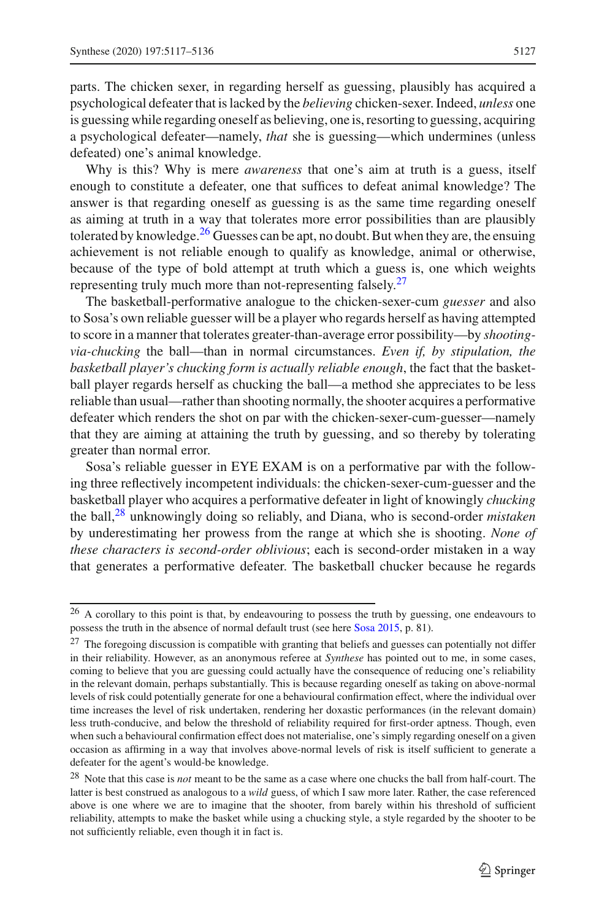parts. The chicken sexer, in regarding herself as guessing, plausibly has acquired a psychological defeater that is lacked by the *believing* chicken-sexer. Indeed, *unless* one is guessing while regarding oneself as believing, one is, resorting to guessing, acquiring a psychological defeater—namely, *that* she is guessing—which undermines (unless defeated) one's animal knowledge.

Why is this? Why is mere *awareness* that one's aim at truth is a guess, itself enough to constitute a defeater, one that suffices to defeat animal knowledge? The answer is that regarding oneself as guessing is as the same time regarding oneself as aiming at truth in a way that tolerates more error possibilities than are plausibly tolerated by knowledge.[26] Guesses can be apt, no doubt. But when they are, the ensuing achievement is not reliable enough to qualify as knowledge, animal or otherwise, because of the type of bold attempt at truth which a guess is, one which weights representing truly much more than not-representing falsely.[27]

The basketball-performative analogue to the chicken-sexer-cum *guesser* and also to Sosa's own reliable guesser will be a player who regards herself as having attempted to score in a manner that tolerates greater-than-average error possibility—by *shooting-via-chucking* the ball—than in normal circumstances. *Even if, by stipulation, the basketball player's chucking form is actually reliable enough*, the fact that the basketball player regards herself as chucking the ball—a method she appreciates to be less reliable than usual—rather than shooting normally, the shooter acquires a performative defeater which renders the shot on par with the chicken-sexer-cum-guesser—namely that they are aiming at attaining the truth by guessing, and so thereby by tolerating greater than normal error.

Sosa's reliable guesser in EYE EXAM is on a performative par with the following three reflectively incompetent individuals: the chicken-sexer-cum-guesser and the basketball player who acquires a performative defeater in light of knowingly *chucking* the ball,[28] unknowingly doing so reliably, and Diana, who is second-order *mistaken* by underestimating her prowess from the range at which she is shooting. *None of these characters is second-order oblivious*; each is second-order mistaken in a way that generates a performative defeater. The basketball chucker because he regards

---

[26] A corollary to this point is that, by endeavouring to possess the truth by guessing, one endeavours to possess the truth in the absence of normal default trust (see here Sosa 2015, p. 81).

[27] The foregoing discussion is compatible with granting that beliefs and guesses can potentially not differ in their reliability. However, as an anonymous referee at *Synthese* has pointed out to me, in some cases, coming to believe that you are guessing could actually have the consequence of reducing one's reliability in the relevant domain, perhaps substantially. This is because regarding oneself as taking on above-normal levels of risk could potentially generate for one a behavioural confirmation effect, where the individual over time increases the level of risk undertaken, rendering her doxastic performances (in the relevant domain) less truth-conducive, and below the threshold of reliability required for first-order aptness. Though, even when such a behavioural confirmation effect does not materialise, one's simply regarding oneself on a given occasion as affirming in a way that involves above-normal levels of risk is itself sufficient to generate a defeater for the agent's would-be knowledge.

[28] Note that this case is *not* meant to be the same as a case where one chucks the ball from half-court. The latter is best construed as analogous to a *wild* guess, of which I saw more later. Rather, the case referenced above is one where we are to imagine that the shooter, from barely within his threshold of sufficient reliability, attempts to make the basket while using a chucking style, a style regarded by the shooter to be not sufficiently reliable, even though it in fact is.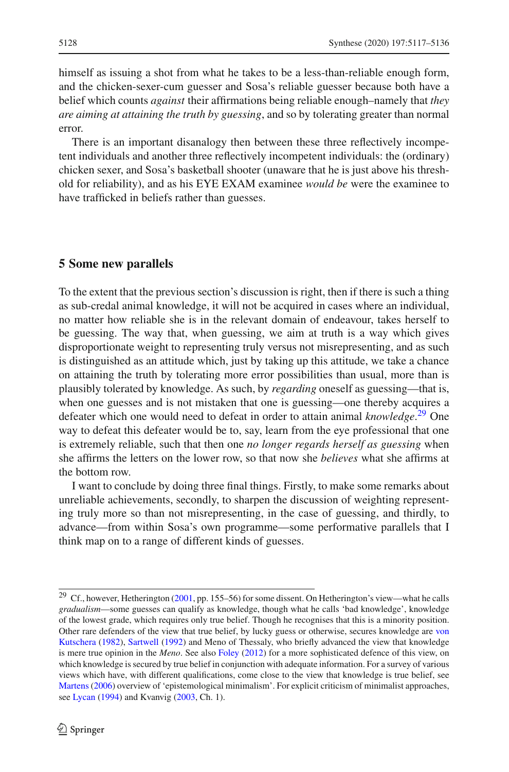himself as issuing a shot from what he takes to be a less-than-reliable enough form, and the chicken-sexer-cum guesser and Sosa's reliable guesser because both have a belief which counts *against* their affirmations being reliable enough–namely that *they are aiming at attaining the truth by guessing*, and so by tolerating greater than normal error.

There is an important disanalogy then between these three reflectively incompetent individuals and another three reflectively incompetent individuals: the (ordinary) chicken sexer, and Sosa's basketball shooter (unaware that he is just above his threshold for reliability), and as his EYE EXAM examinee *would be* were the examinee to have trafficked in beliefs rather than guesses.

## 5 Some new parallels

To the extent that the previous section's discussion is right, then if there is such a thing as sub-credal animal knowledge, it will not be acquired in cases where an individual, no matter how reliable she is in the relevant domain of endeavour, takes herself to be guessing. The way that, when guessing, we aim at truth is a way which gives disproportionate weight to representing truly versus not misrepresenting, and as such is distinguished as an attitude which, just by taking up this attitude, we take a chance on attaining the truth by tolerating more error possibilities than usual, more than is plausibly tolerated by knowledge. As such, by *regarding* oneself as guessing—that is, when one guesses and is not mistaken that one is guessing—one thereby acquires a defeater which one would need to defeat in order to attain animal *knowledge*.[29] One way to defeat this defeater would be to, say, learn from the eye professional that one is extremely reliable, such that then one *no longer regards herself as guessing* when she affirms the letters on the lower row, so that now she *believes* what she affirms at the bottom row.

I want to conclude by doing three final things. Firstly, to make some remarks about unreliable achievements, secondly, to sharpen the discussion of weighting representing truly more so than not misrepresenting, in the case of guessing, and thirdly, to advance—from within Sosa's own programme—some performative parallels that I think map on to a range of different kinds of guesses.

---

[29] Cf., however, Hetherington (2001, pp. 155–56) for some dissent. On Hetherington's view—what he calls *gradualism*—some guesses can qualify as knowledge, though what he calls 'bad knowledge', knowledge of the lowest grade, which requires only true belief. Though he recognises that this is a minority position. Other rare defenders of the view that true belief, by lucky guess or otherwise, secures knowledge are von Kutschera (1982), Sartwell (1992) and Meno of Thessaly, who briefly advanced the view that knowledge is mere true opinion in the *Meno*. See also Foley (2012) for a more sophisticated defence of this view, on which knowledge is secured by true belief in conjunction with adequate information. For a survey of various views which have, with different qualifications, come close to the view that knowledge is true belief, see Martens (2006) overview of 'epistemological minimalism'. For explicit criticism of minimalist approaches, see Lycan (1994) and Kvanvig (2003, Ch. 1).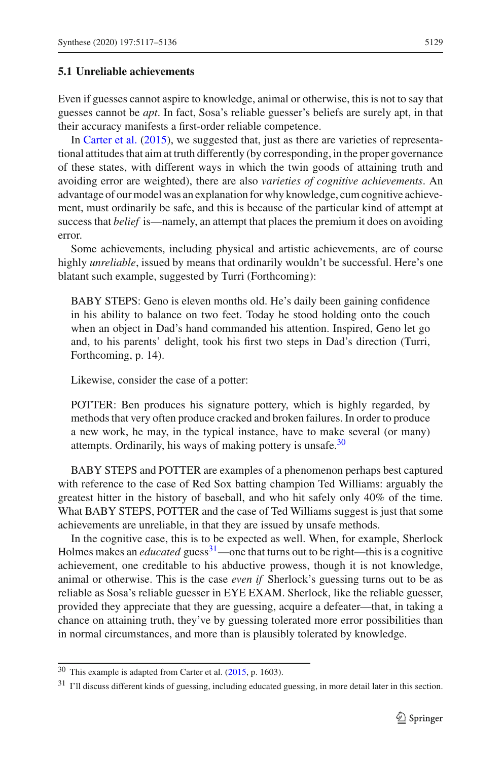### 5.1 Unreliable achievements

Even if guesses cannot aspire to knowledge, animal or otherwise, this is not to say that guesses cannot be *apt*. In fact, Sosa's reliable guesser's beliefs are surely apt, in that their accuracy manifests a first-order reliable competence.

In Carter et al. (2015), we suggested that, just as there are varieties of representational attitudes that aim at truth differently (by corresponding, in the proper governance of these states, with different ways in which the twin goods of attaining truth and avoiding error are weighted), there are also *varieties of cognitive achievements*. An advantage of our model was an explanation for why knowledge, cum cognitive achievement, must ordinarily be safe, and this is because of the particular kind of attempt at success that *belief* is—namely, an attempt that places the premium it does on avoiding error.

Some achievements, including physical and artistic achievements, are of course highly *unreliable*, issued by means that ordinarily wouldn't be successful. Here's one blatant such example, suggested by Turri (Forthcoming):

> BABY STEPS: Geno is eleven months old. He's daily been gaining confidence in his ability to balance on two feet. Today he stood holding onto the couch when an object in Dad's hand commanded his attention. Inspired, Geno let go and, to his parents' delight, took his first two steps in Dad's direction (Turri, Forthcoming, p. 14).

Likewise, consider the case of a potter:

> POTTER: Ben produces his signature pottery, which is highly regarded, by methods that very often produce cracked and broken failures. In order to produce a new work, he may, in the typical instance, have to make several (or many) attempts. Ordinarily, his ways of making pottery is unsafe.[30]

BABY STEPS and POTTER are examples of a phenomenon perhaps best captured with reference to the case of Red Sox batting champion Ted Williams: arguably the greatest hitter in the history of baseball, and who hit safely only 40% of the time. What BABY STEPS, POTTER and the case of Ted Williams suggest is just that some achievements are unreliable, in that they are issued by unsafe methods.

In the cognitive case, this is to be expected as well. When, for example, Sherlock Holmes makes an *educated* guess[31]—one that turns out to be right—this is a cognitive achievement, one creditable to his abductive prowess, though it is not knowledge, animal or otherwise. This is the case *even if* Sherlock's guessing turns out to be as reliable as Sosa's reliable guesser in EYE EXAM. Sherlock, like the reliable guesser, provided they appreciate that they are guessing, acquire a defeater—that, in taking a chance on attaining truth, they've by guessing tolerated more error possibilities than in normal circumstances, and more than is plausibly tolerated by knowledge.

---

[30] This example is adapted from Carter et al. (2015, p. 1603).

[31] I'll discuss different kinds of guessing, including educated guessing, in more detail later in this section.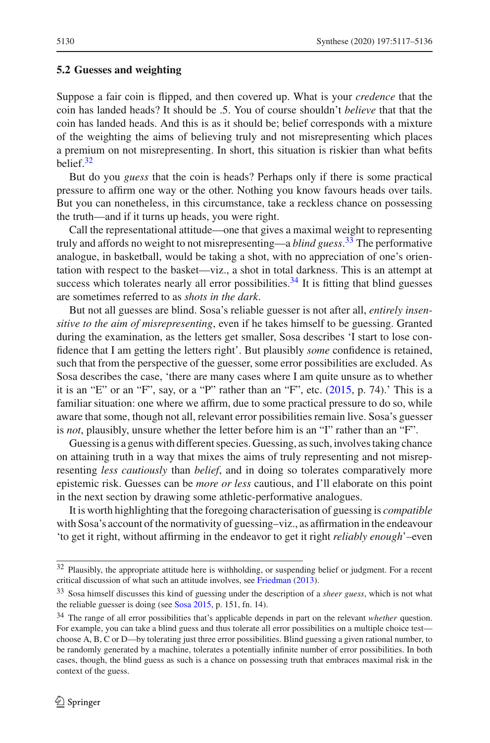### 5.2 Guesses and weighting

Suppose a fair coin is flipped, and then covered up. What is your *credence* that the coin has landed heads? It should be .5. You of course shouldn't *believe* that that the coin has landed heads. And this is as it should be; belief corresponds with a mixture of the weighting the aims of believing truly and not misrepresenting which places a premium on not misrepresenting. In short, this situation is riskier than what befits belief.[32]

But do you *guess* that the coin is heads? Perhaps only if there is some practical pressure to affirm one way or the other. Nothing you know favours heads over tails. But you can nonetheless, in this circumstance, take a reckless chance on possessing the truth—and if it turns up heads, you were right.

Call the representational attitude—one that gives a maximal weight to representing truly and affords no weight to not misrepresenting—a *blind guess*.[33] The performative analogue, in basketball, would be taking a shot, with no appreciation of one's orientation with respect to the basket—viz., a shot in total darkness. This is an attempt at success which tolerates nearly all error possibilities.[34] It is fitting that blind guesses are sometimes referred to as *shots in the dark*.

But not all guesses are blind. Sosa's reliable guesser is not after all, *entirely insensitive to the aim of misrepresenting*, even if he takes himself to be guessing. Granted during the examination, as the letters get smaller, Sosa describes 'I start to lose confidence that I am getting the letters right'. But plausibly *some* confidence is retained, such that from the perspective of the guesser, some error possibilities are excluded. As Sosa describes the case, 'there are many cases where I am quite unsure as to whether it is an "E" or an "F", say, or a "P" rather than an "F", etc. (2015, p. 74).' This is a familiar situation: one where we affirm, due to some practical pressure to do so, while aware that some, though not all, relevant error possibilities remain live. Sosa's guesser is *not*, plausibly, unsure whether the letter before him is an "I" rather than an "F".

Guessing is a genus with different species. Guessing, as such, involves taking chance on attaining truth in a way that mixes the aims of truly representing and not misrepresenting *less cautiously* than *belief*, and in doing so tolerates comparatively more epistemic risk. Guesses can be *more or less* cautious, and I'll elaborate on this point in the next section by drawing some athletic-performative analogues.

It is worth highlighting that the foregoing characterisation of guessing is *compatible* with Sosa's account of the normativity of guessing–viz., as affirmation in the endeavour 'to get it right, without affirming in the endeavor to get it right *reliably enough*'–even

---

[32] Plausibly, the appropriate attitude here is withholding, or suspending belief or judgment. For a recent critical discussion of what such an attitude involves, see Friedman (2013).

[33] Sosa himself discusses this kind of guessing under the description of a *sheer guess*, which is not what the reliable guesser is doing (see Sosa 2015, p. 151, fn. 14).

[34] The range of all error possibilities that's applicable depends in part on the relevant *whether* question. For example, you can take a blind guess and thus tolerate all error possibilities on a multiple choice test—choose A, B, C or D—by tolerating just three error possibilities. Blind guessing a given rational number, to be randomly generated by a machine, tolerates a potentially infinite number of error possibilities. In both cases, though, the blind guess as such is a chance on possessing truth that embraces maximal risk in the context of the guess.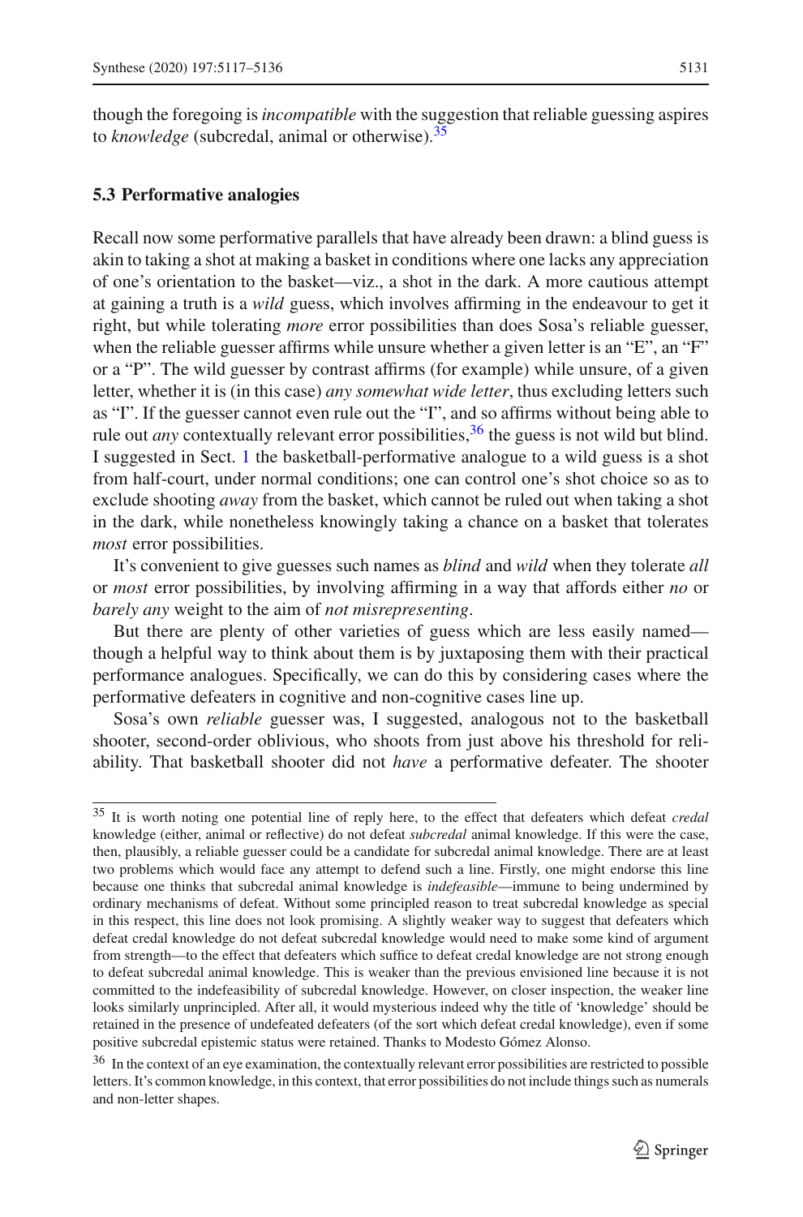though the foregoing is *incompatible* with the suggestion that reliable guessing aspires to *knowledge* (subcredal, animal or otherwise).[35]

### 5.3 Performative analogies

Recall now some performative parallels that have already been drawn: a blind guess is akin to taking a shot at making a basket in conditions where one lacks any appreciation of one's orientation to the basket—viz., a shot in the dark. A more cautious attempt at gaining a truth is a *wild* guess, which involves affirming in the endeavour to get it right, but while tolerating *more* error possibilities than does Sosa's reliable guesser, when the reliable guesser affirms while unsure whether a given letter is an "E", an "F" or a "P". The wild guesser by contrast affirms (for example) while unsure, of a given letter, whether it is (in this case) *any somewhat wide letter*, thus excluding letters such as "I". If the guesser cannot even rule out the "I", and so affirms without being able to rule out *any* contextually relevant error possibilities,[36] the guess is not wild but blind. I suggested in Sect. 1 the basketball-performative analogue to a wild guess is a shot from half-court, under normal conditions; one can control one's shot choice so as to exclude shooting *away* from the basket, which cannot be ruled out when taking a shot in the dark, while nonetheless knowingly taking a chance on a basket that tolerates *most* error possibilities.

It's convenient to give guesses such names as *blind* and *wild* when they tolerate *all* or *most* error possibilities, by involving affirming in a way that affords either *no* or *barely any* weight to the aim of *not misrepresenting*.

But there are plenty of other varieties of guess which are less easily named—though a helpful way to think about them is by juxtaposing them with their practical performance analogues. Specifically, we can do this by considering cases where the performative defeaters in cognitive and non-cognitive cases line up.

Sosa's own *reliable* guesser was, I suggested, analogous not to the basketball shooter, second-order oblivious, who shoots from just above his threshold for reliability. That basketball shooter did not *have* a performative defeater. The shooter

---

[35] It is worth noting one potential line of reply here, to the effect that defeaters which defeat *credal* knowledge (either, animal or reflective) do not defeat *subcredal* animal knowledge. If this were the case, then, plausibly, a reliable guesser could be a candidate for subcredal animal knowledge. There are at least two problems which would face any attempt to defend such a line. Firstly, one might endorse this line because one thinks that subcredal animal knowledge is *indefeasible*—immune to being undermined by ordinary mechanisms of defeat. Without some principled reason to treat subcredal knowledge as special in this respect, this line does not look promising. A slightly weaker way to suggest that defeaters which defeat credal knowledge do not defeat subcredal knowledge would need to make some kind of argument from strength—to the effect that defeaters which suffice to defeat credal knowledge are not strong enough to defeat subcredal animal knowledge. This is weaker than the previous envisioned line because it is not committed to the indefeasibility of subcredal knowledge. However, on closer inspection, the weaker line looks similarly unprincipled. After all, it would mysterious indeed why the title of 'knowledge' should be retained in the presence of undefeated defeaters (of the sort which defeat credal knowledge), even if some positive subcredal epistemic status were retained. Thanks to Modesto Gómez Alonso.

[36] In the context of an eye examination, the contextually relevant error possibilities are restricted to possible letters. It's common knowledge, in this context, that error possibilities do not include things such as numerals and non-letter shapes.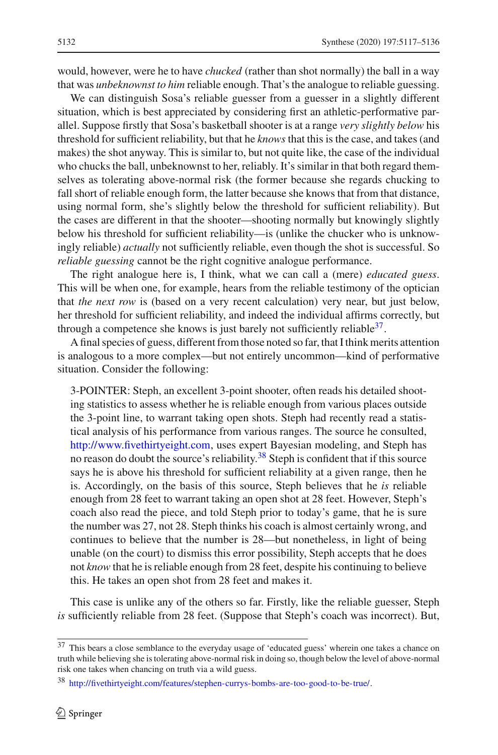would, however, were he to have *chucked* (rather than shot normally) the ball in a way that was *unbeknownst to him* reliable enough. That's the analogue to reliable guessing.

We can distinguish Sosa's reliable guesser from a guesser in a slightly different situation, which is best appreciated by considering first an athletic-performative parallel. Suppose firstly that Sosa's basketball shooter is at a range *very slightly below* his threshold for sufficient reliability, but that he *knows* that this is the case, and takes (and makes) the shot anyway. This is similar to, but not quite like, the case of the individual who chucks the ball, unbeknownst to her, reliably. It's similar in that both regard themselves as tolerating above-normal risk (the former because she regards chucking to fall short of reliable enough form, the latter because she knows that from that distance, using normal form, she's slightly below the threshold for sufficient reliability). But the cases are different in that the shooter—shooting normally but knowingly slightly below his threshold for sufficient reliability—is (unlike the chucker who is unknowingly reliable) *actually* not sufficiently reliable, even though the shot is successful. So *reliable guessing* cannot be the right cognitive analogue performance.

The right analogue here is, I think, what we can call a (mere) *educated guess*. This will be when one, for example, hears from the reliable testimony of the optician that *the next row* is (based on a very recent calculation) very near, but just below, her threshold for sufficient reliability, and indeed the individual affirms correctly, but through a competence she knows is just barely not sufficiently reliable[37].

A final species of guess, different from those noted so far, that I think merits attention is analogous to a more complex—but not entirely uncommon—kind of performative situation. Consider the following:

> 3-POINTER: Steph, an excellent 3-point shooter, often reads his detailed shooting statistics to assess whether he is reliable enough from various places outside the 3-point line, to warrant taking open shots. Steph had recently read a statistical analysis of his performance from various ranges. The source he consulted, http://www.fivethirtyeight.com, uses expert Bayesian modeling, and Steph has no reason do doubt the source's reliability.[38] Steph is confident that if this source says he is above his threshold for sufficient reliability at a given range, then he is. Accordingly, on the basis of this source, Steph believes that he *is* reliable enough from 28 feet to warrant taking an open shot at 28 feet. However, Steph's coach also read the piece, and told Steph prior to today's game, that he is sure the number was 27, not 28. Steph thinks his coach is almost certainly wrong, and continues to believe that the number is 28—but nonetheless, in light of being unable (on the court) to dismiss this error possibility, Steph accepts that he does not *know* that he is reliable enough from 28 feet, despite his continuing to believe this. He takes an open shot from 28 feet and makes it.

This case is unlike any of the others so far. Firstly, like the reliable guesser, Steph *is* sufficiently reliable from 28 feet. (Suppose that Steph's coach was incorrect). But,

---

[37] This bears a close semblance to the everyday usage of 'educated guess' wherein one takes a chance on truth while believing she is tolerating above-normal risk in doing so, though below the level of above-normal risk one takes when chancing on truth via a wild guess.

[38] http://fivethirtyeight.com/features/stephen-currys-bombs-are-too-good-to-be-true/.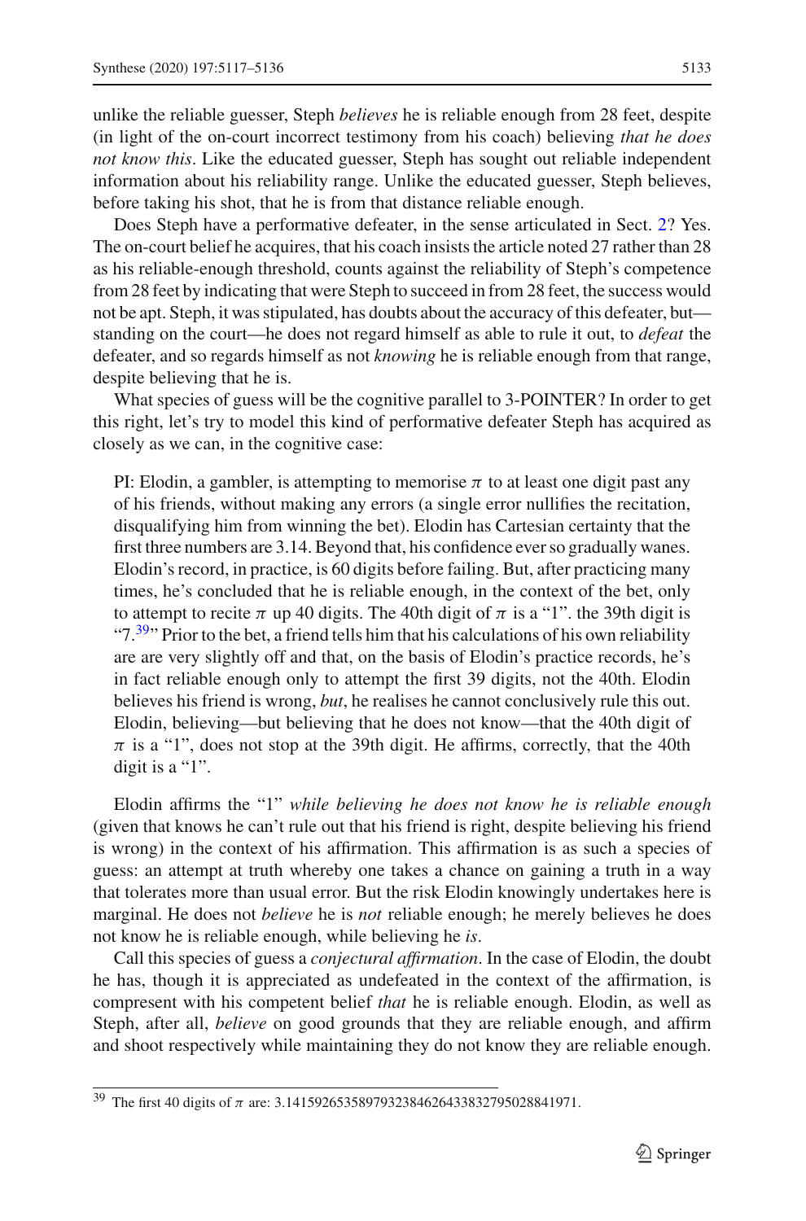unlike the reliable guesser, Steph *believes* he is reliable enough from 28 feet, despite (in light of the on-court incorrect testimony from his coach) believing *that he does not know this*. Like the educated guesser, Steph has sought out reliable independent information about his reliability range. Unlike the educated guesser, Steph believes, before taking his shot, that he is from that distance reliable enough.

Does Steph have a performative defeater, in the sense articulated in Sect. 2? Yes. The on-court belief he acquires, that his coach insists the article noted 27 rather than 28 as his reliable-enough threshold, counts against the reliability of Steph's competence from 28 feet by indicating that were Steph to succeed in from 28 feet, the success would not be apt. Steph, it was stipulated, has doubts about the accuracy of this defeater, but—standing on the court—he does not regard himself as able to rule it out, to *defeat* the defeater, and so regards himself as not *knowing* he is reliable enough from that range, despite believing that he is.

What species of guess will be the cognitive parallel to 3-POINTER? In order to get this right, let's try to model this kind of performative defeater Steph has acquired as closely as we can, in the cognitive case:

> PI: Elodin, a gambler, is attempting to memorise $\pi$ to at least one digit past any of his friends, without making any errors (a single error nullifies the recitation, disqualifying him from winning the bet). Elodin has Cartesian certainty that the first three numbers are 3.14. Beyond that, his confidence ever so gradually wanes. Elodin's record, in practice, is 60 digits before failing. But, after practicing many times, he's concluded that he is reliable enough, in the context of the bet, only to attempt to recite $\pi$ up 40 digits. The 40th digit of $\pi$ is a "1". the 39th digit is "7.[39]" Prior to the bet, a friend tells him that his calculations of his own reliability are are very slightly off and that, on the basis of Elodin's practice records, he's in fact reliable enough only to attempt the first 39 digits, not the 40th. Elodin believes his friend is wrong, *but*, he realises he cannot conclusively rule this out. Elodin, believing—but believing that he does not know—that the 40th digit of $\pi$ is a "1", does not stop at the 39th digit. He affirms, correctly, that the 40th digit is a "1".

Elodin affirms the "1" *while believing he does not know he is reliable enough* (given that knows he can't rule out that his friend is right, despite believing his friend is wrong) in the context of his affirmation. This affirmation is as such a species of guess: an attempt at truth whereby one takes a chance on gaining a truth in a way that tolerates more than usual error. But the risk Elodin knowingly undertakes here is marginal. He does not *believe* he is *not* reliable enough; he merely believes he does not know he is reliable enough, while believing he *is*.

Call this species of guess a *conjectural affirmation*. In the case of Elodin, the doubt he has, though it is appreciated as undefeated in the context of the affirmation, is compresent with his competent belief *that* he is reliable enough. Elodin, as well as Steph, after all, *believe* on good grounds that they are reliable enough, and affirm and shoot respectively while maintaining they do not know they are reliable enough.

---

[39] The first 40 digits of $\pi$ are: 3.141592653589793238462643383279502884197l.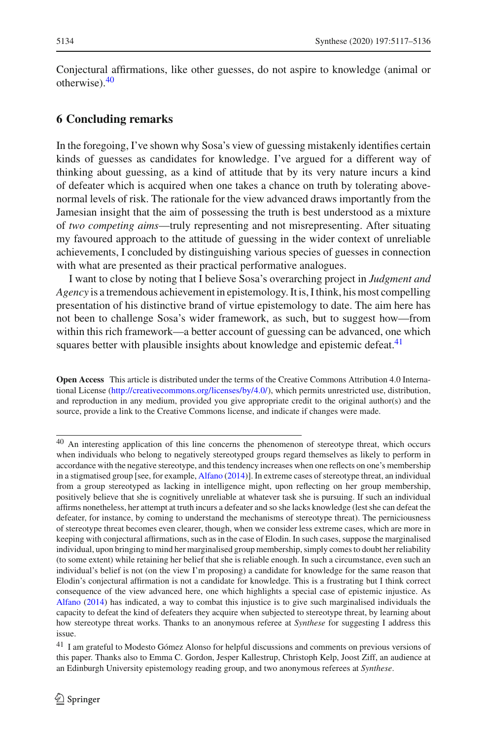Conjectural affirmations, like other guesses, do not aspire to knowledge (animal or otherwise).[40]

## 6 Concluding remarks

In the foregoing, I've shown why Sosa's view of guessing mistakenly identifies certain kinds of guesses as candidates for knowledge. I've argued for a different way of thinking about guessing, as a kind of attitude that by its very nature incurs a kind of defeater which is acquired when one takes a chance on truth by tolerating above-normal levels of risk. The rationale for the view advanced draws importantly from the Jamesian insight that the aim of possessing the truth is best understood as a mixture of *two competing aims*—truly representing and not misrepresenting. After situating my favoured approach to the attitude of guessing in the wider context of unreliable achievements, I concluded by distinguishing various species of guesses in connection with what are presented as their practical performative analogues.

I want to close by noting that I believe Sosa's overarching project in *Judgment and Agency* is a tremendous achievement in epistemology. It is, I think, his most compelling presentation of his distinctive brand of virtue epistemology to date. The aim here has not been to challenge Sosa's wider framework, as such, but to suggest how—from within this rich framework—a better account of guessing can be advanced, one which squares better with plausible insights about knowledge and epistemic defeat.[41]

**Open Access** This article is distributed under the terms of the Creative Commons Attribution 4.0 International License (http://creativecommons.org/licenses/by/4.0/), which permits unrestricted use, distribution, and reproduction in any medium, provided you give appropriate credit to the original author(s) and the source, provide a link to the Creative Commons license, and indicate if changes were made.

---

[40] An interesting application of this line concerns the phenomenon of stereotype threat, which occurs when individuals who belong to negatively stereotyped groups regard themselves as likely to perform in accordance with the negative stereotype, and this tendency increases when one reflects on one's membership in a stigmatised group [see, for example, Alfano (2014)]. In extreme cases of stereotype threat, an individual from a group stereotyped as lacking in intelligence might, upon reflecting on her group membership, positively believe that she is cognitively unreliable at whatever task she is pursuing. If such an individual affirms nonetheless, her attempt at truth incurs a defeater and so she lacks knowledge (lest she can defeat the defeater, for instance, by coming to understand the mechanisms of stereotype threat). The perniciousness of stereotype threat becomes even clearer, though, when we consider less extreme cases, which are more in keeping with conjectural affirmations, such as in the case of Elodin. In such cases, suppose the marginalised individual, upon bringing to mind her marginalised group membership, simply comes to doubt her reliability (to some extent) while retaining her belief that she is reliable enough. In such a circumstance, even such an individual's belief is not (on the view I'm proposing) a candidate for knowledge for the same reason that Elodin's conjectural affirmation is not a candidate for knowledge. This is a frustrating but I think correct consequence of the view advanced here, one which highlights a special case of epistemic injustice. As Alfano (2014) has indicated, a way to combat this injustice is to give such marginalised individuals the capacity to defeat the kind of defeaters they acquire when subjected to stereotype threat, by learning about how stereotype threat works. Thanks to an anonymous referee at *Synthese* for suggesting I address this issue.

[41] I am grateful to Modesto Gómez Alonso for helpful discussions and comments on previous versions of this paper. Thanks also to Emma C. Gordon, Jesper Kallestrup, Christoph Kelp, Joost Ziff, an audience at an Edinburgh University epistemology reading group, and two anonymous referees at *Synthese*.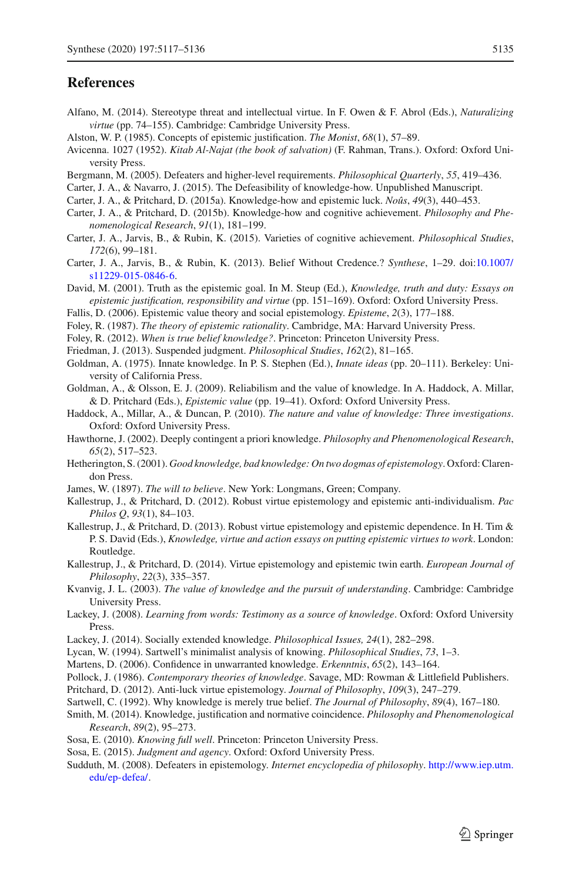## References

Alfano, M. (2014). Stereotype threat and intellectual virtue. In F. Owen & F. Abrol (Eds.), *Naturalizing virtue* (pp. 74–155). Cambridge: Cambridge University Press.

Alston, W. P. (1985). Concepts of epistemic justification. *The Monist*, *68*(1), 57–89.

Avicenna. 1027 (1952). *Kitab Al-Najat (the book of salvation)* (F. Rahman, Trans.). Oxford: Oxford University Press.

Bergmann, M. (2005). Defeaters and higher-level requirements. *Philosophical Quarterly*, *55*, 419–436.

Carter, J. A., & Navarro, J. (2015). The Defeasibility of knowledge-how. Unpublished Manuscript.

Carter, J. A., & Pritchard, D. (2015a). Knowledge-how and epistemic luck. *Noûs*, *49*(3), 440–453.

Carter, J. A., & Pritchard, D. (2015b). Knowledge-how and cognitive achievement. *Philosophy and Phenomenological Research*, *91*(1), 181–199.

Carter, J. A., Jarvis, B., & Rubin, K. (2015). Varieties of cognitive achievement. *Philosophical Studies*, *172*(6), 99–181.

Carter, J. A., Jarvis, B., & Rubin, K. (2013). Belief Without Credence.? *Synthese*, 1–29. doi:10.1007/s11229-015-0846-6.

David, M. (2001). Truth as the epistemic goal. In M. Steup (Ed.), *Knowledge, truth and duty: Essays on epistemic justification, responsibility and virtue* (pp. 151–169). Oxford: Oxford University Press.

Fallis, D. (2006). Epistemic value theory and social epistemology. *Episteme*, *2*(3), 177–188.

Foley, R. (1987). *The theory of epistemic rationality*. Cambridge, MA: Harvard University Press.

Foley, R. (2012). *When is true belief knowledge?*. Princeton: Princeton University Press.

Friedman, J. (2013). Suspended judgment. *Philosophical Studies*, *162*(2), 81–165.

Goldman, A. (1975). Innate knowledge. In P. S. Stephen (Ed.), *Innate ideas* (pp. 20–111). Berkeley: University of California Press.

Goldman, A., & Olsson, E. J. (2009). Reliabilism and the value of knowledge. In A. Haddock, A. Millar, & D. Pritchard (Eds.), *Epistemic value* (pp. 19–41). Oxford: Oxford University Press.

Haddock, A., Millar, A., & Duncan, P. (2010). *The nature and value of knowledge: Three investigations*. Oxford: Oxford University Press.

Hawthorne, J. (2002). Deeply contingent a priori knowledge. *Philosophy and Phenomenological Research*, *65*(2), 517–523.

Hetherington, S. (2001). *Good knowledge, bad knowledge: On two dogmas of epistemology*. Oxford: Clarendon Press.

James, W. (1897). *The will to believe*. New York: Longmans, Green; Company.

Kallestrup, J., & Pritchard, D. (2012). Robust virtue epistemology and epistemic anti-individualism. *Pac Philos Q*, *93*(1), 84–103.

Kallestrup, J., & Pritchard, D. (2013). Robust virtue epistemology and epistemic dependence. In H. Tim & P. S. David (Eds.), *Knowledge, virtue and action essays on putting epistemic virtues to work*. London: Routledge.

Kallestrup, J., & Pritchard, D. (2014). Virtue epistemology and epistemic twin earth. *European Journal of Philosophy*, *22*(3), 335–357.

Kvanvig, J. L. (2003). *The value of knowledge and the pursuit of understanding*. Cambridge: Cambridge University Press.

Lackey, J. (2008). *Learning from words: Testimony as a source of knowledge*. Oxford: Oxford University Press.

Lackey, J. (2014). Socially extended knowledge. *Philosophical Issues, 24*(1), 282–298.

Lycan, W. (1994). Sartwell's minimalist analysis of knowing. *Philosophical Studies*, *73*, 1–3.

Martens, D. (2006). Confidence in unwarranted knowledge. *Erkenntnis*, *65*(2), 143–164.

Pollock, J. (1986). *Contemporary theories of knowledge*. Savage, MD: Rowman & Littlefield Publishers.

Pritchard, D. (2012). Anti-luck virtue epistemology. *Journal of Philosophy*, *109*(3), 247–279.

Sartwell, C. (1992). Why knowledge is merely true belief. *The Journal of Philosophy*, *89*(4), 167–180.

Smith, M. (2014). Knowledge, justification and normative coincidence. *Philosophy and Phenomenological Research*, *89*(2), 95–273.

Sosa, E. (2010). *Knowing full well*. Princeton: Princeton University Press.

Sosa, E. (2015). *Judgment and agency*. Oxford: Oxford University Press.

Sudduth, M. (2008). Defeaters in epistemology. *Internet encyclopedia of philosophy*. http://www.iep.utm.edu/ep-defea/.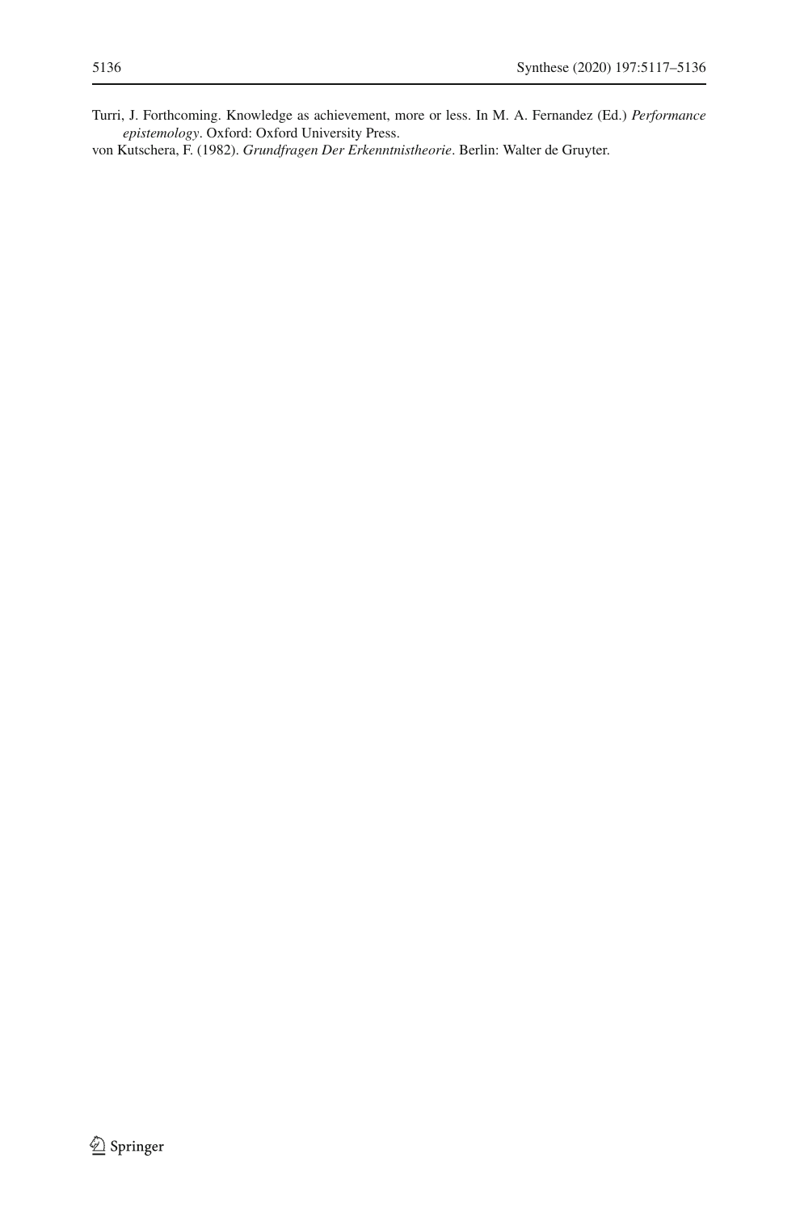Turri, J. Forthcoming. Knowledge as achievement, more or less. In M. A. Fernandez (Ed.) *Performance epistemology*. Oxford: Oxford University Press.

von Kutschera, F. (1982). *Grundfragen Der Erkenntnistheorie*. Berlin: Walter de Gruyter.